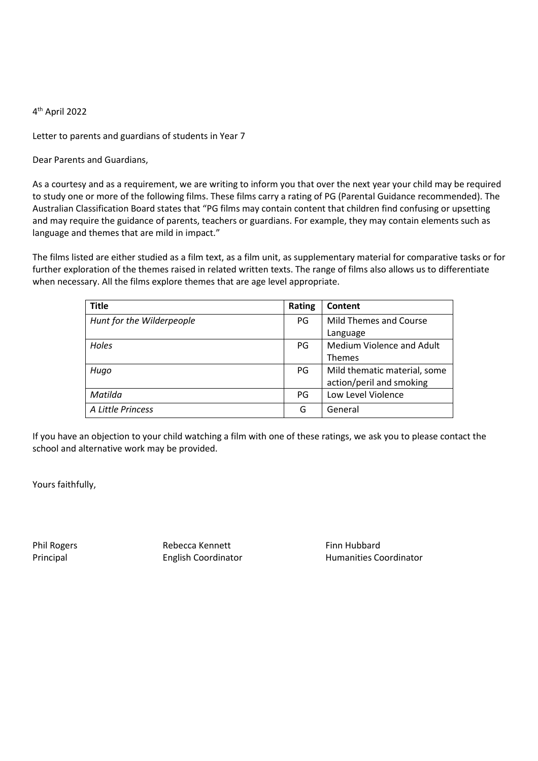4th April 2022

Letter to parents and guardians of students in Year 7

Dear Parents and Guardians,

As a courtesy and as a requirement, we are writing to inform you that over the next year your child may be required to study one or more of the following films. These films carry a rating of PG (Parental Guidance recommended). The Australian Classification Board states that "PG films may contain content that children find confusing or upsetting and may require the guidance of parents, teachers or guardians. For example, they may contain elements such as language and themes that are mild in impact."

The films listed are either studied as a film text, as a film unit, as supplementary material for comparative tasks or for further exploration of the themes raised in related written texts. The range of films also allows us to differentiate when necessary. All the films explore themes that are age level appropriate.

| Title | Rating | Content |
| --- | --- | --- |
| *Hunt for the Wilderpeople* | PG | Mild Themes and Course Language |
| *Holes* | PG | Medium Violence and Adult Themes |
| *Hugo* | PG | Mild thematic material, some action/peril and smoking |
| *Matilda* | PG | Low Level Violence |
| *A Little Princess* | G | General |

If you have an objection to your child watching a film with one of these ratings, we ask you to please contact the school and alternative work may be provided.

Yours faithfully,

Phil Rogers
Principal

Rebecca Kennett
English Coordinator

Finn Hubbard
Humanities Coordinator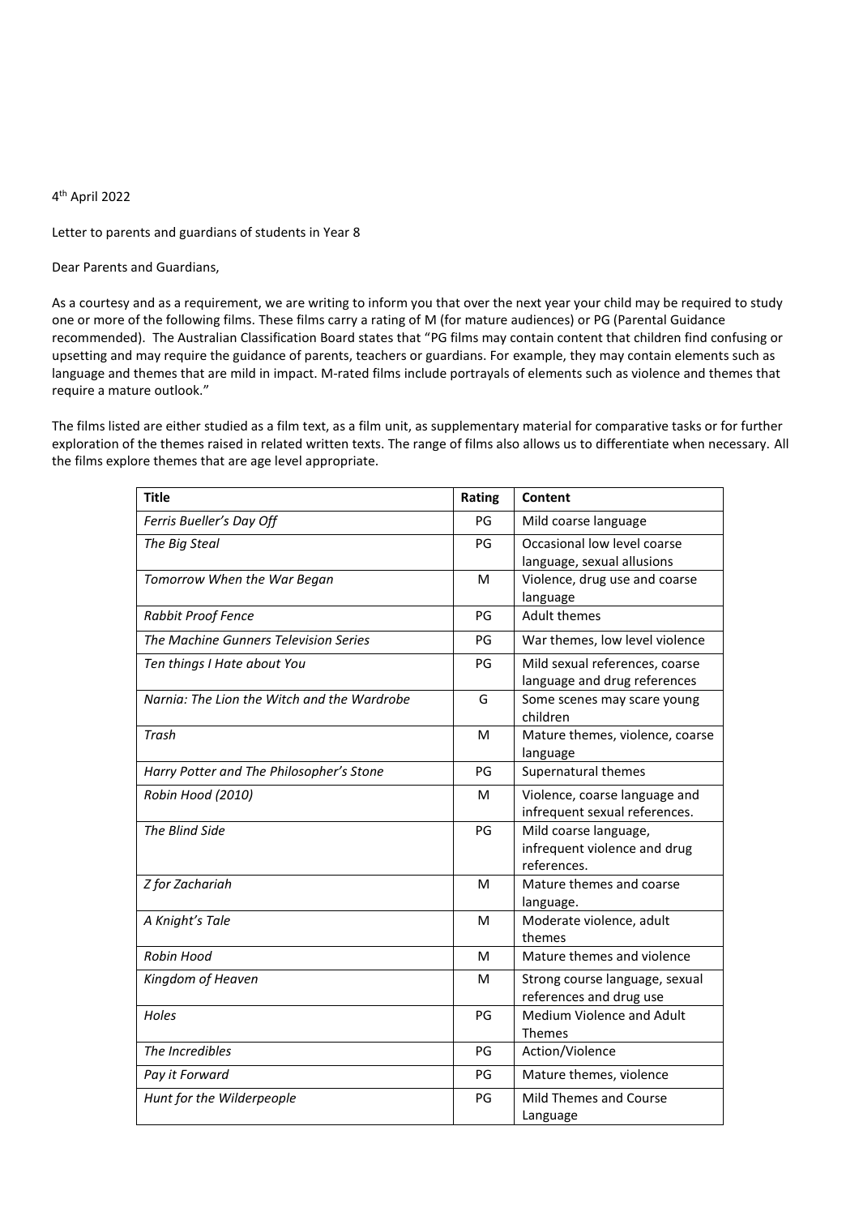4th April 2022

Letter to parents and guardians of students in Year 8

Dear Parents and Guardians,

As a courtesy and as a requirement, we are writing to inform you that over the next year your child may be required to study one or more of the following films. These films carry a rating of M (for mature audiences) or PG (Parental Guidance recommended). The Australian Classification Board states that "PG films may contain content that children find confusing or upsetting and may require the guidance of parents, teachers or guardians. For example, they may contain elements such as language and themes that are mild in impact. M-rated films include portrayals of elements such as violence and themes that require a mature outlook."

The films listed are either studied as a film text, as a film unit, as supplementary material for comparative tasks or for further exploration of the themes raised in related written texts. The range of films also allows us to differentiate when necessary. All the films explore themes that are age level appropriate.

| Title | Rating | Content |
|---|---|---|
| *Ferris Bueller's Day Off* | PG | Mild coarse language |
| *The Big Steal* | PG | Occasional low level coarse language, sexual allusions |
| *Tomorrow When the War Began* | M | Violence, drug use and coarse language |
| *Rabbit Proof Fence* | PG | Adult themes |
| *The Machine Gunners Television Series* | PG | War themes, low level violence |
| *Ten things I Hate about You* | PG | Mild sexual references, coarse language and drug references |
| *Narnia: The Lion the Witch and the Wardrobe* | G | Some scenes may scare young children |
| *Trash* | M | Mature themes, violence, coarse language |
| *Harry Potter and The Philosopher's Stone* | PG | Supernatural themes |
| *Robin Hood (2010)* | M | Violence, coarse language and infrequent sexual references. |
| *The Blind Side* | PG | Mild coarse language, infrequent violence and drug references. |
| *Z for Zachariah* | M | Mature themes and coarse language. |
| *A Knight's Tale* | M | Moderate violence, adult themes |
| *Robin Hood* | M | Mature themes and violence |
| *Kingdom of Heaven* | M | Strong course language, sexual references and drug use |
| *Holes* | PG | Medium Violence and Adult Themes |
| *The Incredibles* | PG | Action/Violence |
| *Pay it Forward* | PG | Mature themes, violence |
| *Hunt for the Wilderpeople* | PG | Mild Themes and Course Language |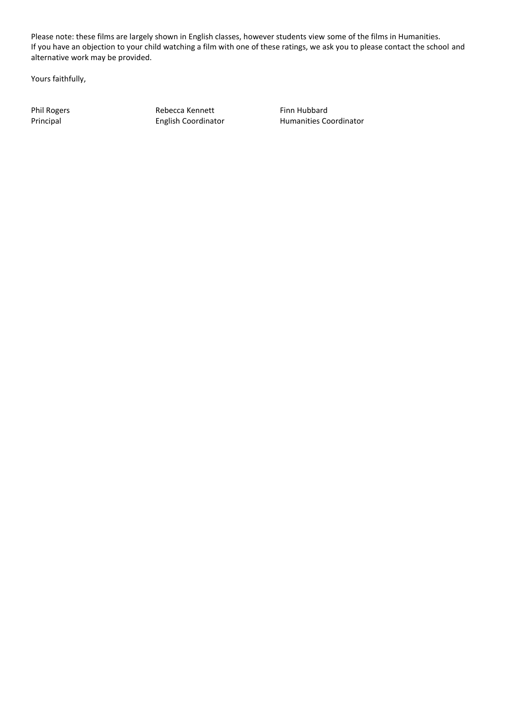Please note: these films are largely shown in English classes, however students view some of the films in Humanities.
If you have an objection to your child watching a film with one of these ratings, we ask you to please contact the school and alternative work may be provided.

Yours faithfully,

| Phil Rogers | Rebecca Kennett | Finn Hubbard |
| --- | --- | --- |
| Principal | English Coordinator | Humanities Coordinator |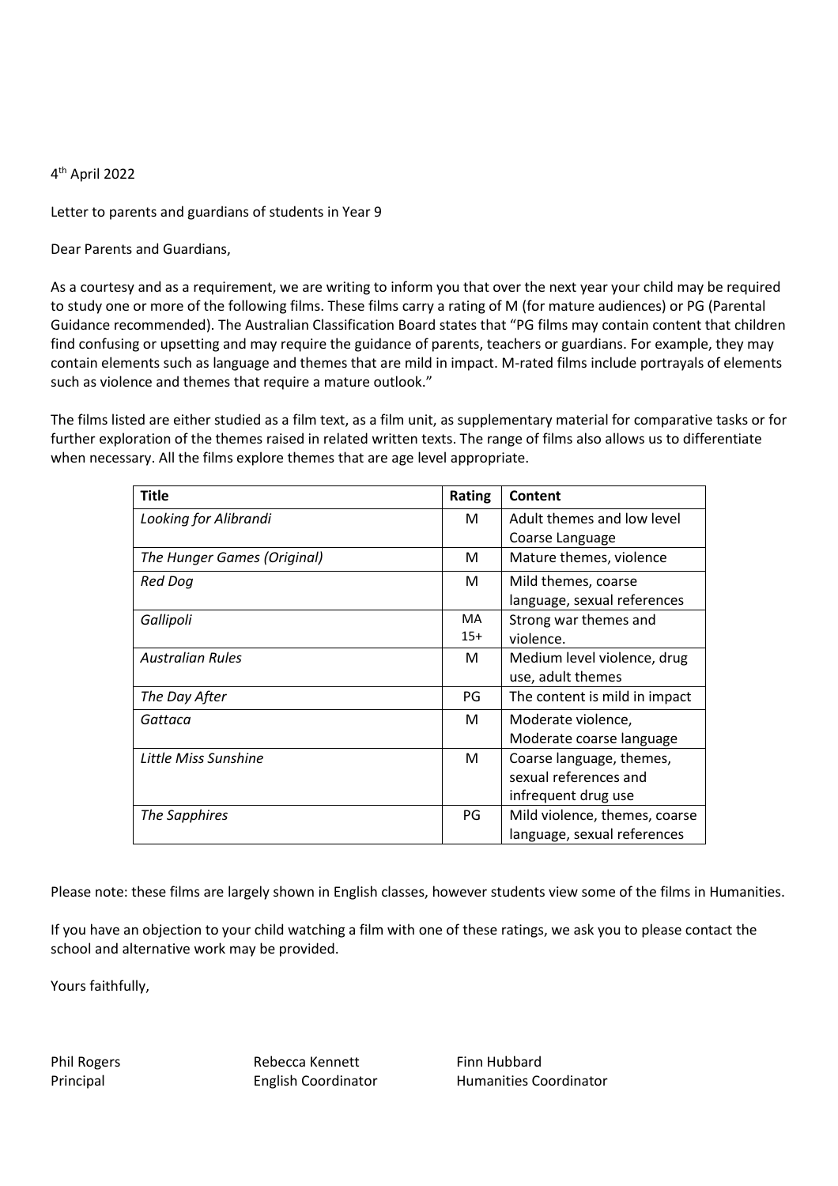4th April 2022

Letter to parents and guardians of students in Year 9

Dear Parents and Guardians,

As a courtesy and as a requirement, we are writing to inform you that over the next year your child may be required to study one or more of the following films. These films carry a rating of M (for mature audiences) or PG (Parental Guidance recommended). The Australian Classification Board states that "PG films may contain content that children find confusing or upsetting and may require the guidance of parents, teachers or guardians. For example, they may contain elements such as language and themes that are mild in impact. M-rated films include portrayals of elements such as violence and themes that require a mature outlook."

The films listed are either studied as a film text, as a film unit, as supplementary material for comparative tasks or for further exploration of the themes raised in related written texts. The range of films also allows us to differentiate when necessary. All the films explore themes that are age level appropriate.

| Title | Rating | Content |
|---|---|---|
| *Looking for Alibrandi* | M | Adult themes and low level Coarse Language |
| *The Hunger Games (Original)* | M | Mature themes, violence |
| *Red Dog* | M | Mild themes, coarse language, sexual references |
| *Gallipoli* | MA 15+ | Strong war themes and violence. |
| *Australian Rules* | M | Medium level violence, drug use, adult themes |
| *The Day After* | PG | The content is mild in impact |
| *Gattaca* | M | Moderate violence, Moderate coarse language |
| *Little Miss Sunshine* | M | Coarse language, themes, sexual references and infrequent drug use |
| *The Sapphires* | PG | Mild violence, themes, coarse language, sexual references |

Please note: these films are largely shown in English classes, however students view some of the films in Humanities.

If you have an objection to your child watching a film with one of these ratings, we ask you to please contact the school and alternative work may be provided.

Yours faithfully,

Phil Rogers
Principal

Rebecca Kennett
English Coordinator

Finn Hubbard
Humanities Coordinator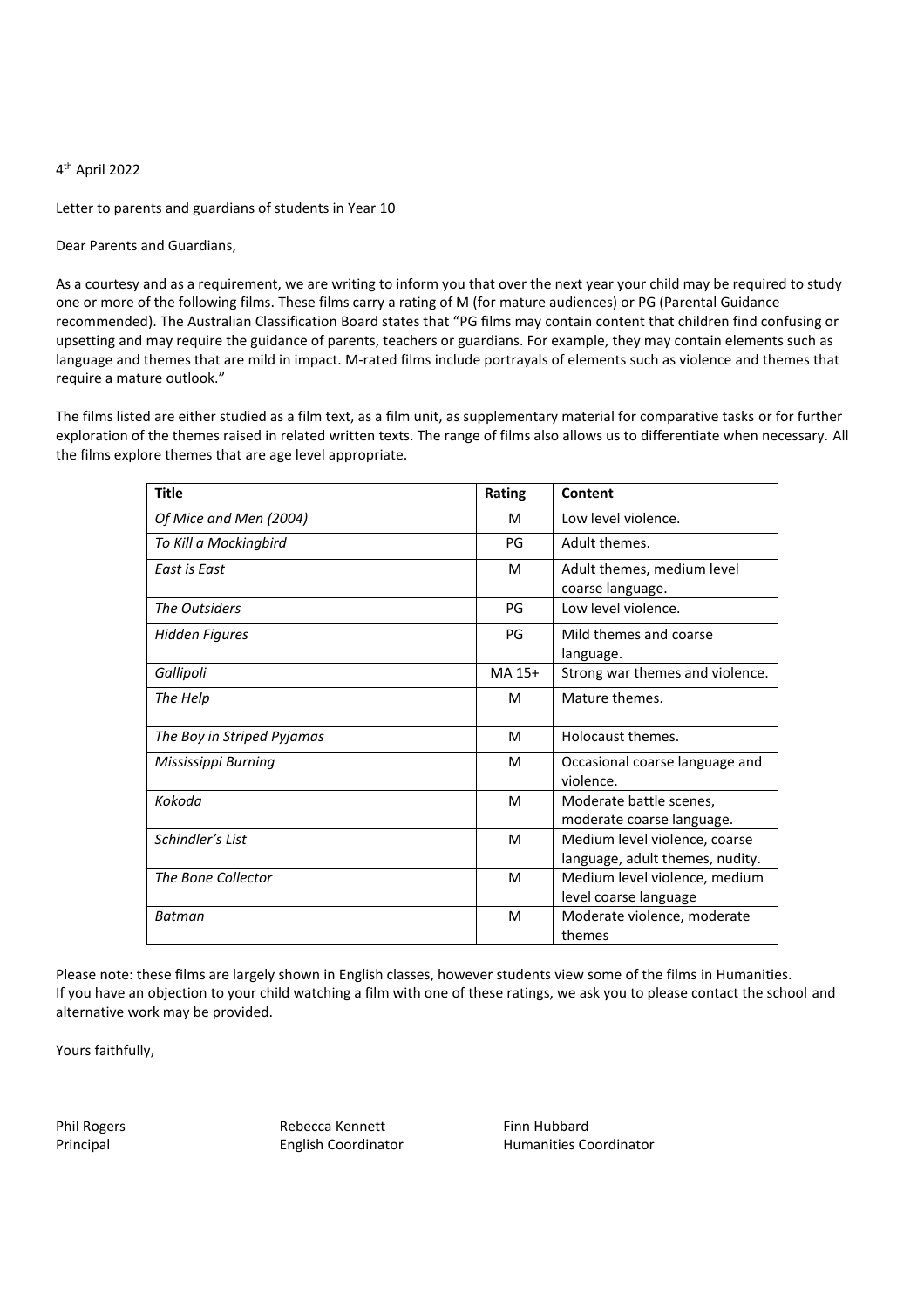4th April 2022

Letter to parents and guardians of students in Year 10

Dear Parents and Guardians,

As a courtesy and as a requirement, we are writing to inform you that over the next year your child may be required to study one or more of the following films. These films carry a rating of M (for mature audiences) or PG (Parental Guidance recommended). The Australian Classification Board states that "PG films may contain content that children find confusing or upsetting and may require the guidance of parents, teachers or guardians. For example, they may contain elements such as language and themes that are mild in impact. M-rated films include portrayals of elements such as violence and themes that require a mature outlook."

The films listed are either studied as a film text, as a film unit, as supplementary material for comparative tasks or for further exploration of the themes raised in related written texts. The range of films also allows us to differentiate when necessary. All the films explore themes that are age level appropriate.

| Title | Rating | Content |
|---|---|---|
| *Of Mice and Men (2004)* | M | Low level violence. |
| *To Kill a Mockingbird* | PG | Adult themes. |
| *East is East* | M | Adult themes, medium level coarse language. |
| *The Outsiders* | PG | Low level violence. |
| *Hidden Figures* | PG | Mild themes and coarse language. |
| *Gallipoli* | MA 15+ | Strong war themes and violence. |
| *The Help* | M | Mature themes. |
| *The Boy in Striped Pyjamas* | M | Holocaust themes. |
| *Mississippi Burning* | M | Occasional coarse language and violence. |
| *Kokoda* | M | Moderate battle scenes, moderate coarse language. |
| *Schindler's List* | M | Medium level violence, coarse language, adult themes, nudity. |
| *The Bone Collector* | M | Medium level violence, medium level coarse language |
| *Batman* | M | Moderate violence, moderate themes |

Please note: these films are largely shown in English classes, however students view some of the films in Humanities.
If you have an objection to your child watching a film with one of these ratings, we ask you to please contact the school and alternative work may be provided.

Yours faithfully,

Phil Rogers
Principal

Rebecca Kennett
English Coordinator

Finn Hubbard
Humanities Coordinator